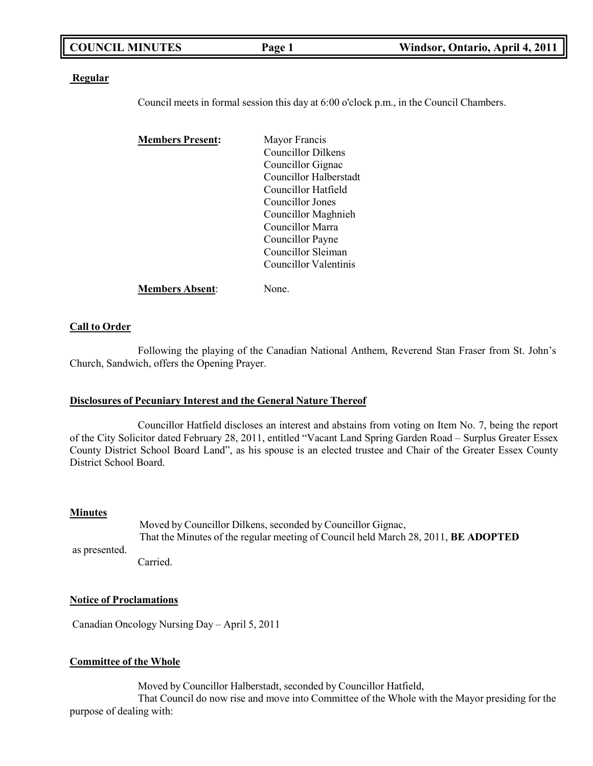**Regular**

Council meets in formal session this day at 6:00 o'clock p.m., in the Council Chambers.

**Members Present:**

Mayor Francis
Councillor Dilkens
Councillor Gignac
Councillor Halberstadt
Councillor Hatfield
Councillor Jones
Councillor Maghnieh
Councillor Marra
Councillor Payne
Councillor Sleiman
Councillor Valentinis

**Members Absent**: None.

**Call to Order**

Following the playing of the Canadian National Anthem, Reverend Stan Fraser from St. John's Church, Sandwich, offers the Opening Prayer.

**Disclosures of Pecuniary Interest and the General Nature Thereof**

Councillor Hatfield discloses an interest and abstains from voting on Item No. 7, being the report of the City Solicitor dated February 28, 2011, entitled "Vacant Land Spring Garden Road – Surplus Greater Essex County District School Board Land", as his spouse is an elected trustee and Chair of the Greater Essex County District School Board.

**Minutes**

Moved by Councillor Dilkens, seconded by Councillor Gignac,
That the Minutes of the regular meeting of Council held March 28, 2011, **BE ADOPTED** as presented.
Carried.

**Notice of Proclamations**

Canadian Oncology Nursing Day – April 5, 2011

**Committee of the Whole**

Moved by Councillor Halberstadt, seconded by Councillor Hatfield,
That Council do now rise and move into Committee of the Whole with the Mayor presiding for the purpose of dealing with: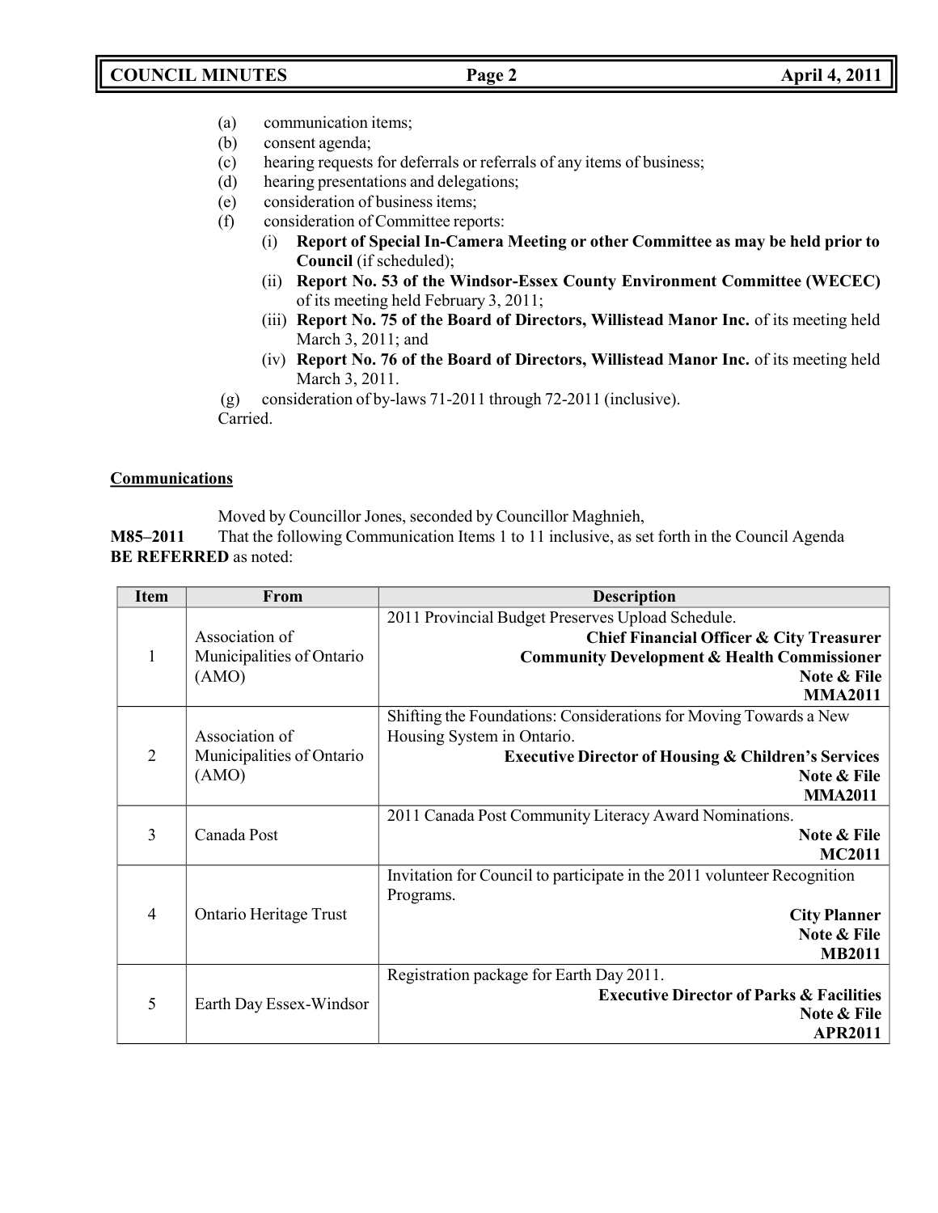(a) communication items;
(b) consent agenda;
(c) hearing requests for deferrals or referrals of any items of business;
(d) hearing presentations and delegations;
(e) consideration of business items;
(f) consideration of Committee reports:
    (i) **Report of Special In-Camera Meeting or other Committee as may be held prior to Council** (if scheduled);
    (ii) **Report No. 53 of the Windsor-Essex County Environment Committee (WECEC)** of its meeting held February 3, 2011;
    (iii) **Report No. 75 of the Board of Directors, Willistead Manor Inc.** of its meeting held March 3, 2011; and
    (iv) **Report No. 76 of the Board of Directors, Willistead Manor Inc.** of its meeting held March 3, 2011.
(g) consideration of by-laws 71-2011 through 72-2011 (inclusive).

Carried.

**Communications**

Moved by Councillor Jones, seconded by Councillor Maghnieh,

**M85–2011** That the following Communication Items 1 to 11 inclusive, as set forth in the Council Agenda **BE REFERRED** as noted:

| Item | From | Description |
|---|---|---|
| 1 | Association of Municipalities of Ontario (AMO) | 2011 Provincial Budget Preserves Upload Schedule. **Chief Financial Officer & City Treasurer** **Community Development & Health Commissioner** **Note & File** **MMA2011** |
| 2 | Association of Municipalities of Ontario (AMO) | Shifting the Foundations: Considerations for Moving Towards a New Housing System in Ontario. **Executive Director of Housing & Children's Services** **Note & File** **MMA2011** |
| 3 | Canada Post | 2011 Canada Post Community Literacy Award Nominations. **Note & File** **MC2011** |
| 4 | Ontario Heritage Trust | Invitation for Council to participate in the 2011 volunteer Recognition Programs. **City Planner** **Note & File** **MB2011** |
| 5 | Earth Day Essex-Windsor | Registration package for Earth Day 2011. **Executive Director of Parks & Facilities** **Note & File** **APR2011** |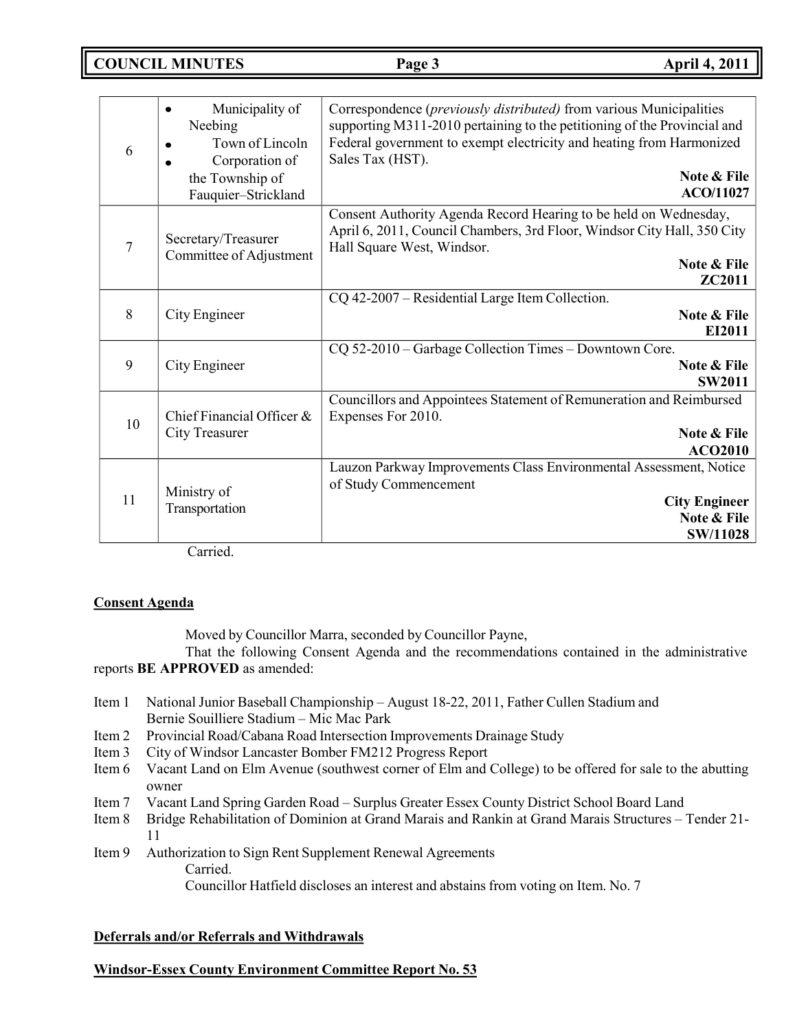| | | |
|---|---|---|
| 6 | • Municipality of Neebing<br>• Town of Lincoln<br>• Corporation of the Township of Fauquier–Strickland | Correspondence (*previously distributed*) from various Municipalities supporting M311-2010 pertaining to the petitioning of the Provincial and Federal government to exempt electricity and heating from Harmonized Sales Tax (HST).<br>**Note & File**<br>**ACO/11027** |
| 7 | Secretary/Treasurer Committee of Adjustment | Consent Authority Agenda Record Hearing to be held on Wednesday, April 6, 2011, Council Chambers, 3rd Floor, Windsor City Hall, 350 City Hall Square West, Windsor.<br>**Note & File**<br>**ZC2011** |
| 8 | City Engineer | CQ 42-2007 – Residential Large Item Collection.<br>**Note & File**<br>**EI2011** |
| 9 | City Engineer | CQ 52-2010 – Garbage Collection Times – Downtown Core.<br>**Note & File**<br>**SW2011** |
| 10 | Chief Financial Officer & City Treasurer | Councillors and Appointees Statement of Remuneration and Reimbursed Expenses For 2010.<br>**Note & File**<br>**ACO2010** |
| 11 | Ministry of Transportation | Lauzon Parkway Improvements Class Environmental Assessment, Notice of Study Commencement<br>**City Engineer**<br>**Note & File**<br>**SW/11028** |

Carried.

**Consent Agenda**

Moved by Councillor Marra, seconded by Councillor Payne,

That the following Consent Agenda and the recommendations contained in the administrative reports **BE APPROVED** as amended:

- Item 1 National Junior Baseball Championship – August 18-22, 2011, Father Cullen Stadium and Bernie Souilliere Stadium – Mic Mac Park
- Item 2 Provincial Road/Cabana Road Intersection Improvements Drainage Study
- Item 3 City of Windsor Lancaster Bomber FM212 Progress Report
- Item 6 Vacant Land on Elm Avenue (southwest corner of Elm and College) to be offered for sale to the abutting owner
- Item 7 Vacant Land Spring Garden Road – Surplus Greater Essex County District School Board Land
- Item 8 Bridge Rehabilitation of Dominion at Grand Marais and Rankin at Grand Marais Structures – Tender 21-11
- Item 9 Authorization to Sign Rent Supplement Renewal Agreements

Carried.

Councillor Hatfield discloses an interest and abstains from voting on Item. No. 7

**Deferrals and/or Referrals and Withdrawals**

**Windsor-Essex County Environment Committee Report No. 53**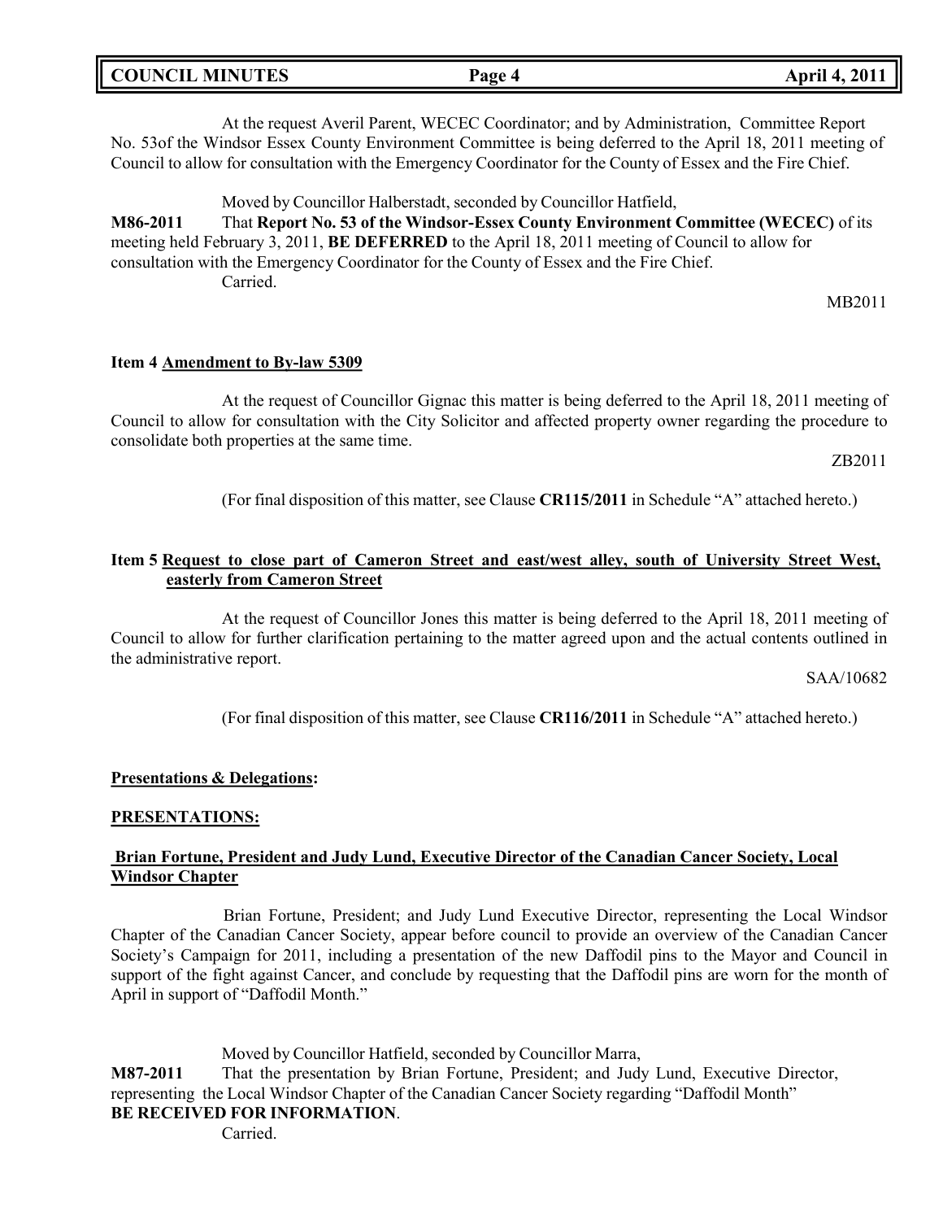At the request Averil Parent, WECEC Coordinator; and by Administration, Committee Report No. 53of the Windsor Essex County Environment Committee is being deferred to the April 18, 2011 meeting of Council to allow for consultation with the Emergency Coordinator for the County of Essex and the Fire Chief.

Moved by Councillor Halberstadt, seconded by Councillor Hatfield,

**M86-2011** That **Report No. 53 of the Windsor-Essex County Environment Committee (WECEC)** of its meeting held February 3, 2011, **BE DEFERRED** to the April 18, 2011 meeting of Council to allow for consultation with the Emergency Coordinator for the County of Essex and the Fire Chief.

Carried.

MB2011

**Item 4 Amendment to By-law 5309**

At the request of Councillor Gignac this matter is being deferred to the April 18, 2011 meeting of Council to allow for consultation with the City Solicitor and affected property owner regarding the procedure to consolidate both properties at the same time.

ZB2011

(For final disposition of this matter, see Clause **CR115/2011** in Schedule "A" attached hereto.)

**Item 5 Request to close part of Cameron Street and east/west alley, south of University Street West, easterly from Cameron Street**

At the request of Councillor Jones this matter is being deferred to the April 18, 2011 meeting of Council to allow for further clarification pertaining to the matter agreed upon and the actual contents outlined in the administrative report.

SAA/10682

(For final disposition of this matter, see Clause **CR116/2011** in Schedule "A" attached hereto.)

**Presentations & Delegations:**

**PRESENTATIONS:**

**Brian Fortune, President and Judy Lund, Executive Director of the Canadian Cancer Society, Local Windsor Chapter**

Brian Fortune, President; and Judy Lund Executive Director, representing the Local Windsor Chapter of the Canadian Cancer Society, appear before council to provide an overview of the Canadian Cancer Society's Campaign for 2011, including a presentation of the new Daffodil pins to the Mayor and Council in support of the fight against Cancer, and conclude by requesting that the Daffodil pins are worn for the month of April in support of "Daffodil Month."

Moved by Councillor Hatfield, seconded by Councillor Marra,

**M87-2011** That the presentation by Brian Fortune, President; and Judy Lund, Executive Director, representing the Local Windsor Chapter of the Canadian Cancer Society regarding "Daffodil Month" **BE RECEIVED FOR INFORMATION**.

Carried.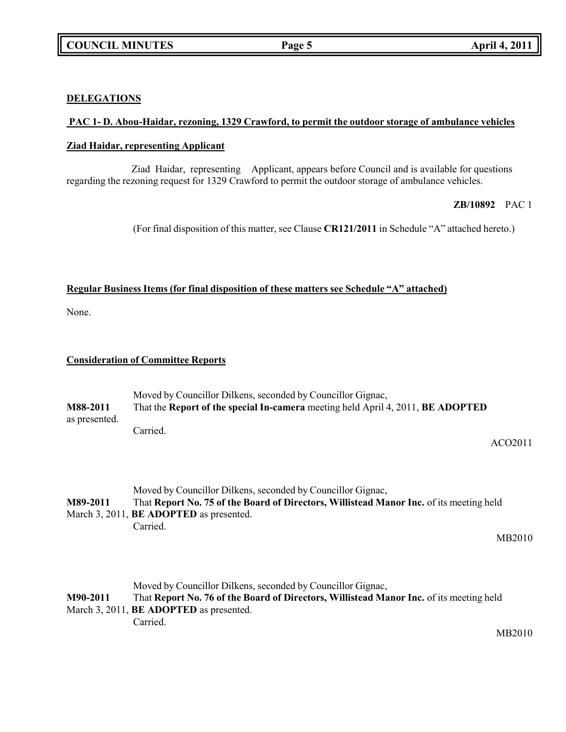**DELEGATIONS**

**PAC 1- D. Abou-Haidar, rezoning, 1329 Crawford, to permit the outdoor storage of ambulance vehicles**

**Ziad Haidar, representing Applicant**

Ziad Haidar, representing Applicant, appears before Council and is available for questions regarding the rezoning request for 1329 Crawford to permit the outdoor storage of ambulance vehicles.

**ZB/10892** PAC 1

(For final disposition of this matter, see Clause **CR121/2011** in Schedule "A" attached hereto.)

**Regular Business Items (for final disposition of these matters see Schedule "A" attached)**

None.

**Consideration of Committee Reports**

Moved by Councillor Dilkens, seconded by Councillor Gignac,

**M88-2011** That the **Report of the special In-camera** meeting held April 4, 2011, **BE ADOPTED** as presented.

Carried.

ACO2011

Moved by Councillor Dilkens, seconded by Councillor Gignac,

**M89-2011** That **Report No. 75 of the Board of Directors, Willistead Manor Inc.** of its meeting held March 3, 2011, **BE ADOPTED** as presented.

Carried.

MB2010

Moved by Councillor Dilkens, seconded by Councillor Gignac,

**M90-2011** That **Report No. 76 of the Board of Directors, Willistead Manor Inc.** of its meeting held March 3, 2011, **BE ADOPTED** as presented.

Carried.

MB2010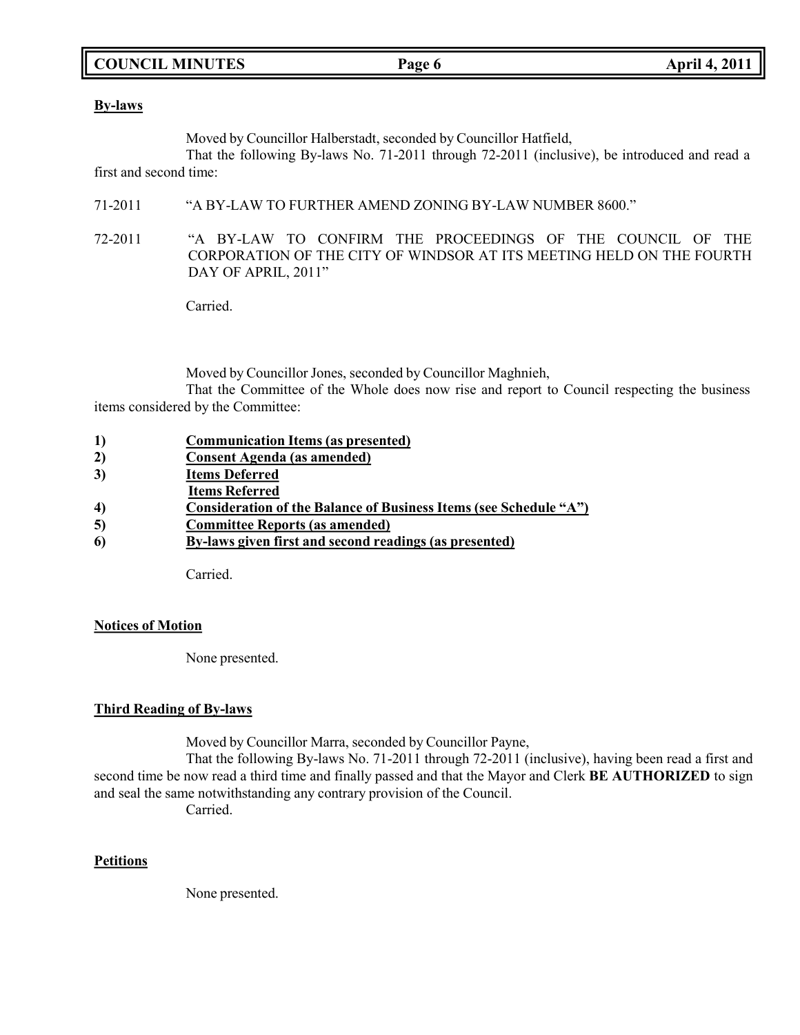**By-laws**

Moved by Councillor Halberstadt, seconded by Councillor Hatfield,

That the following By-laws No. 71-2011 through 72-2011 (inclusive), be introduced and read a first and second time:

71-2011 "A BY-LAW TO FURTHER AMEND ZONING BY-LAW NUMBER 8600."

72-2011 "A BY-LAW TO CONFIRM THE PROCEEDINGS OF THE COUNCIL OF THE CORPORATION OF THE CITY OF WINDSOR AT ITS MEETING HELD ON THE FOURTH DAY OF APRIL, 2011"

Carried.

Moved by Councillor Jones, seconded by Councillor Maghnieh,

That the Committee of the Whole does now rise and report to Council respecting the business items considered by the Committee:

1) **Communication Items (as presented)**
2) **Consent Agenda (as amended)**
3) **Items Deferred**
   **Items Referred**
4) **Consideration of the Balance of Business Items (see Schedule "A")**
5) **Committee Reports (as amended)**
6) **By-laws given first and second readings (as presented)**

Carried.

**Notices of Motion**

None presented.

**Third Reading of By-laws**

Moved by Councillor Marra, seconded by Councillor Payne,

That the following By-laws No. 71-2011 through 72-2011 (inclusive), having been read a first and second time be now read a third time and finally passed and that the Mayor and Clerk **BE AUTHORIZED** to sign and seal the same notwithstanding any contrary provision of the Council.

Carried.

**Petitions**

None presented.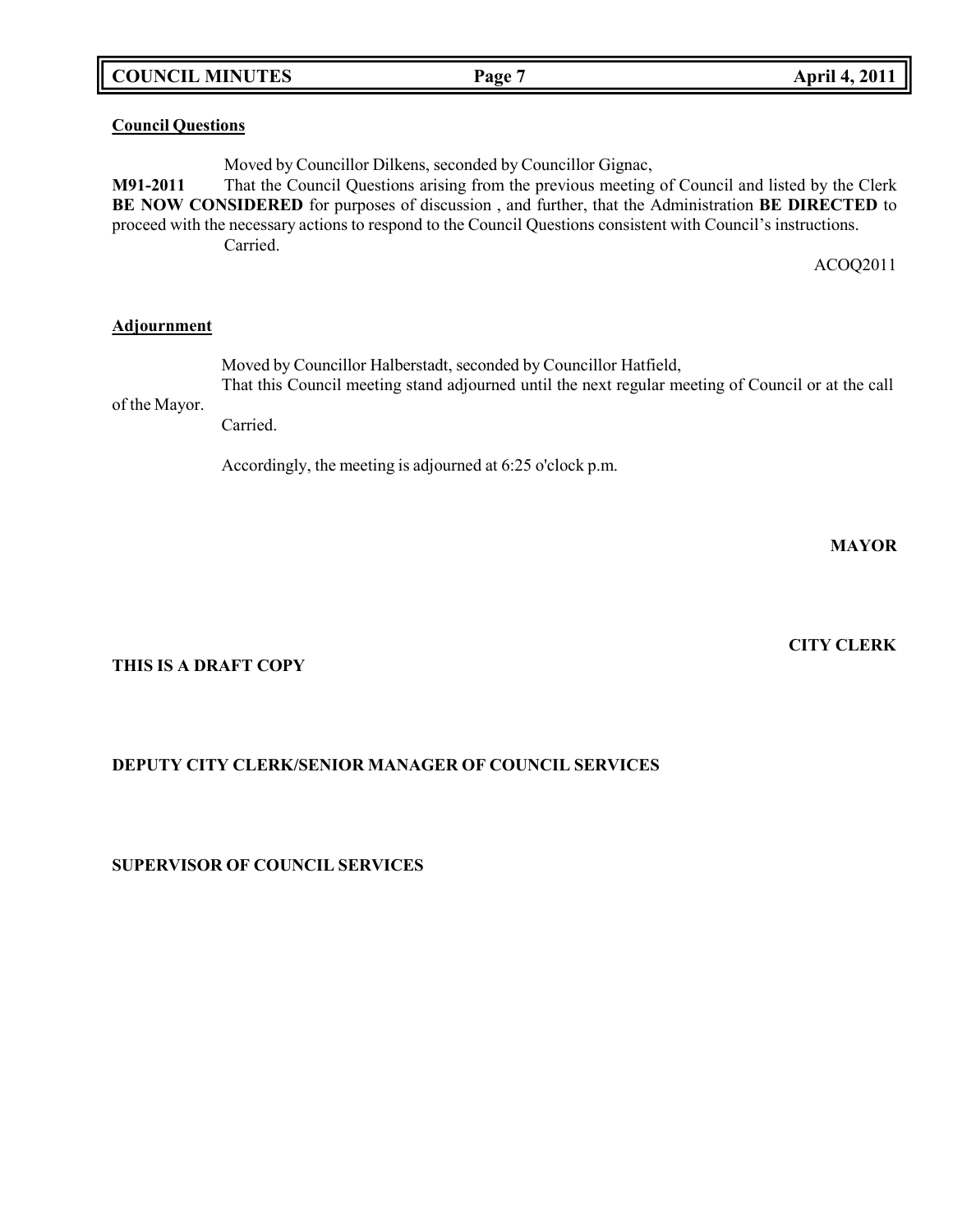**Council Questions**

Moved by Councillor Dilkens, seconded by Councillor Gignac,

**M91-2011** That the Council Questions arising from the previous meeting of Council and listed by the Clerk **BE NOW CONSIDERED** for purposes of discussion , and further, that the Administration **BE DIRECTED** to proceed with the necessary actions to respond to the Council Questions consistent with Council's instructions.

Carried.

ACOQ2011

**Adjournment**

Moved by Councillor Halberstadt, seconded by Councillor Hatfield,

That this Council meeting stand adjourned until the next regular meeting of Council or at the call of the Mayor.

Carried.

Accordingly, the meeting is adjourned at 6:25 o'clock p.m.

**MAYOR**

**CITY CLERK**

**THIS IS A DRAFT COPY**

**DEPUTY CITY CLERK/SENIOR MANAGER OF COUNCIL SERVICES**

**SUPERVISOR OF COUNCIL SERVICES**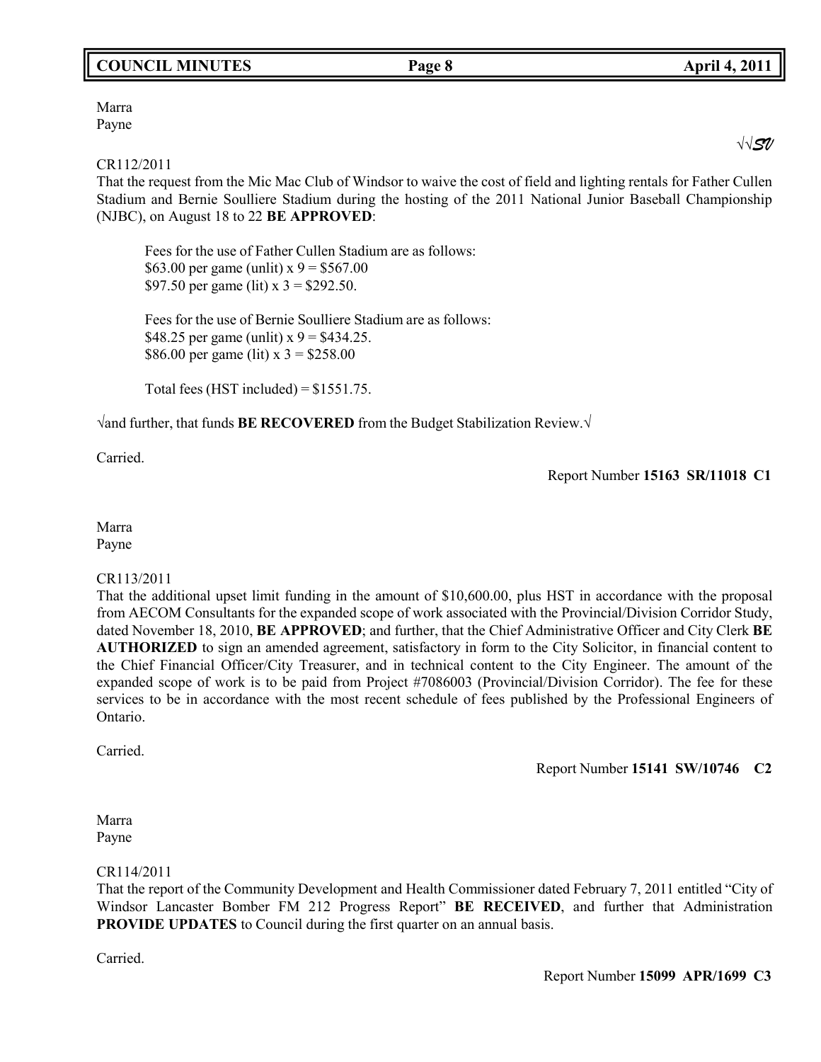Marra
Payne

√√SV

CR112/2011
That the request from the Mic Mac Club of Windsor to waive the cost of field and lighting rentals for Father Cullen Stadium and Bernie Soulliere Stadium during the hosting of the 2011 National Junior Baseball Championship (NJBC), on August 18 to 22 **BE APPROVED**:

> Fees for the use of Father Cullen Stadium are as follows:
> $63.00 per game (unlit) x 9 = $567.00
> $97.50 per game (lit) x 3 = $292.50.
>
> Fees for the use of Bernie Soulliere Stadium are as follows:
> $48.25 per game (unlit) x 9 = $434.25.
> $86.00 per game (lit) x 3 = $258.00
>
> Total fees (HST included) = $1551.75.

√and further, that funds **BE RECOVERED** from the Budget Stabilization Review.√

Carried.

Report Number **15163 SR/11018 C1**

Marra
Payne

CR113/2011
That the additional upset limit funding in the amount of $10,600.00, plus HST in accordance with the proposal from AECOM Consultants for the expanded scope of work associated with the Provincial/Division Corridor Study, dated November 18, 2010, **BE APPROVED**; and further, that the Chief Administrative Officer and City Clerk **BE AUTHORIZED** to sign an amended agreement, satisfactory in form to the City Solicitor, in financial content to the Chief Financial Officer/City Treasurer, and in technical content to the City Engineer. The amount of the expanded scope of work is to be paid from Project #7086003 (Provincial/Division Corridor). The fee for these services to be in accordance with the most recent schedule of fees published by the Professional Engineers of Ontario.

Carried.

Report Number **15141 SW/10746 C2**

Marra
Payne

CR114/2011
That the report of the Community Development and Health Commissioner dated February 7, 2011 entitled "City of Windsor Lancaster Bomber FM 212 Progress Report" **BE RECEIVED**, and further that Administration **PROVIDE UPDATES** to Council during the first quarter on an annual basis.

Carried.

Report Number **15099 APR/1699 C3**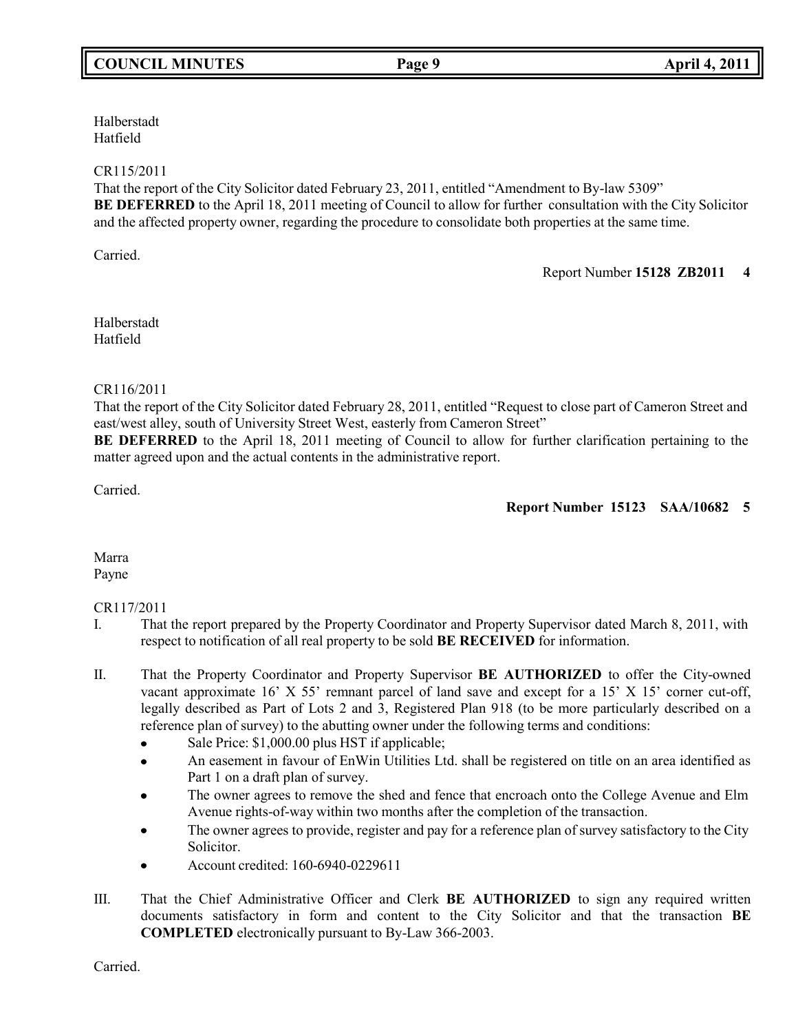Halberstadt
Hatfield

CR115/2011
That the report of the City Solicitor dated February 23, 2011, entitled "Amendment to By-law 5309"
**BE DEFERRED** to the April 18, 2011 meeting of Council to allow for further consultation with the City Solicitor and the affected property owner, regarding the procedure to consolidate both properties at the same time.

Carried.

Report Number **15128 ZB2011 4**

Halberstadt
Hatfield

CR116/2011
That the report of the City Solicitor dated February 28, 2011, entitled "Request to close part of Cameron Street and east/west alley, south of University Street West, easterly from Cameron Street"
**BE DEFERRED** to the April 18, 2011 meeting of Council to allow for further clarification pertaining to the matter agreed upon and the actual contents in the administrative report.

Carried.

**Report Number 15123 SAA/10682 5**

Marra
Payne

CR117/2011

I. That the report prepared by the Property Coordinator and Property Supervisor dated March 8, 2011, with respect to notification of all real property to be sold **BE RECEIVED** for information.

II. That the Property Coordinator and Property Supervisor **BE AUTHORIZED** to offer the City-owned vacant approximate 16' X 55' remnant parcel of land save and except for a 15' X 15' corner cut-off, legally described as Part of Lots 2 and 3, Registered Plan 918 (to be more particularly described on a reference plan of survey) to the abutting owner under the following terms and conditions:
   - Sale Price: $1,000.00 plus HST if applicable;
   - An easement in favour of EnWin Utilities Ltd. shall be registered on title on an area identified as Part 1 on a draft plan of survey.
   - The owner agrees to remove the shed and fence that encroach onto the College Avenue and Elm Avenue rights-of-way within two months after the completion of the transaction.
   - The owner agrees to provide, register and pay for a reference plan of survey satisfactory to the City Solicitor.
   - Account credited: 160-6940-0229611

III. That the Chief Administrative Officer and Clerk **BE AUTHORIZED** to sign any required written documents satisfactory in form and content to the City Solicitor and that the transaction **BE COMPLETED** electronically pursuant to By-Law 366-2003.

Carried.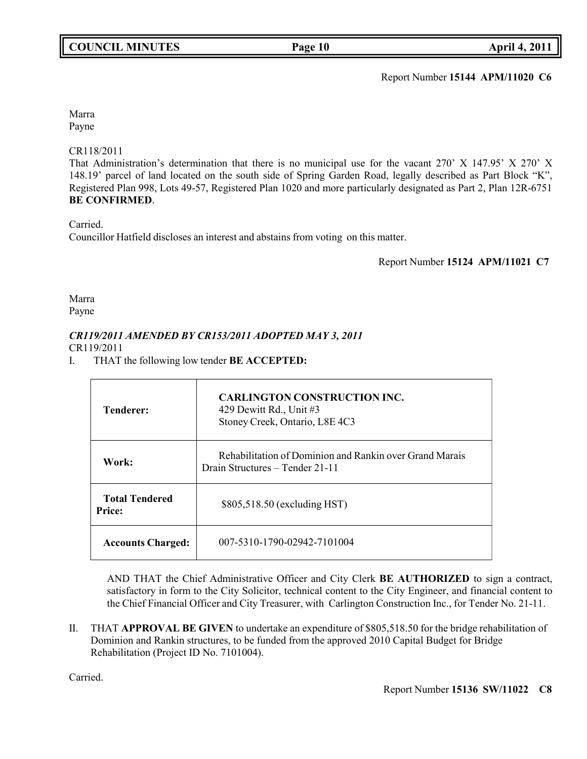Report Number **15144 APM/11020 C6**

Marra
Payne

CR118/2011
That Administration's determination that there is no municipal use for the vacant 270' X 147.95' X 270' X 148.19' parcel of land located on the south side of Spring Garden Road, legally described as Part Block "K", Registered Plan 998, Lots 49-57, Registered Plan 1020 and more particularly designated as Part 2, Plan 12R-6751 **BE CONFIRMED**.

Carried.
Councillor Hatfield discloses an interest and abstains from voting on this matter.

Report Number **15124 APM/11021 C7**

Marra
Payne

***CR119/2011 AMENDED BY CR153/2011 ADOPTED MAY 3, 2011***
CR119/2011

I. THAT the following low tender **BE ACCEPTED:**

| | |
|---|---|
| **Tenderer:** | **CARLINGTON CONSTRUCTION INC.**<br>429 Dewitt Rd., Unit #3<br>Stoney Creek, Ontario, L8E 4C3 |
| **Work:** | Rehabilitation of Dominion and Rankin over Grand Marais Drain Structures – Tender 21-11 |
| **Total Tendered Price:** | $805,518.50 (excluding HST) |
| **Accounts Charged:** | 007-5310-1790-02942-7101004 |

AND THAT the Chief Administrative Officer and City Clerk **BE AUTHORIZED** to sign a contract, satisfactory in form to the City Solicitor, technical content to the City Engineer, and financial content to the Chief Financial Officer and City Treasurer, with Carlington Construction Inc., for Tender No. 21-11.

II. THAT **APPROVAL BE GIVEN** to undertake an expenditure of $805,518.50 for the bridge rehabilitation of Dominion and Rankin structures, to be funded from the approved 2010 Capital Budget for Bridge Rehabilitation (Project ID No. 7101004).

Carried.

Report Number **15136 SW/11022 C8**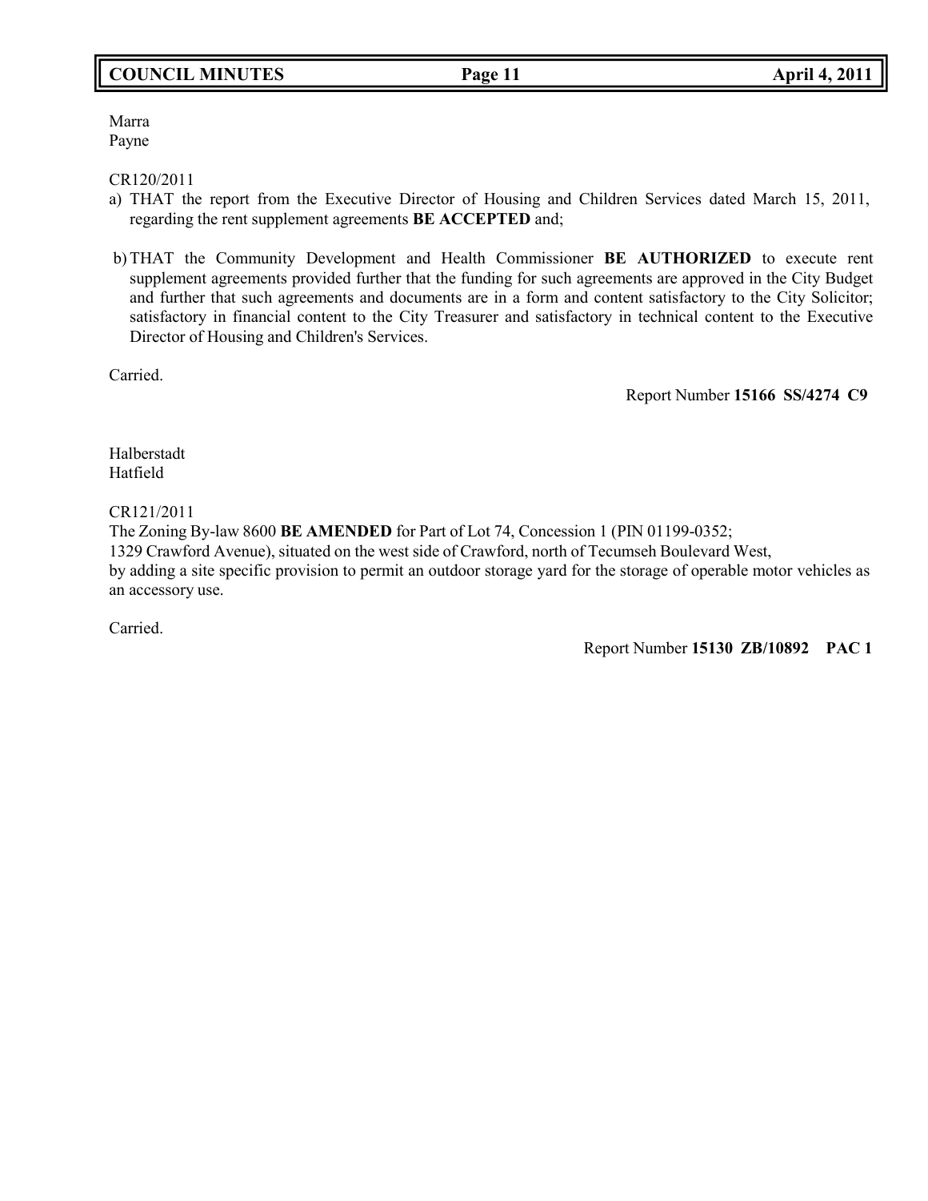Marra
Payne

CR120/2011

a) THAT the report from the Executive Director of Housing and Children Services dated March 15, 2011, regarding the rent supplement agreements **BE ACCEPTED** and;

b) THAT the Community Development and Health Commissioner **BE AUTHORIZED** to execute rent supplement agreements provided further that the funding for such agreements are approved in the City Budget and further that such agreements and documents are in a form and content satisfactory to the City Solicitor; satisfactory in financial content to the City Treasurer and satisfactory in technical content to the Executive Director of Housing and Children's Services.

Carried.

Report Number **15166 SS/4274 C9**

Halberstadt
Hatfield

CR121/2011

The Zoning By-law 8600 **BE AMENDED** for Part of Lot 74, Concession 1 (PIN 01199-0352; 1329 Crawford Avenue), situated on the west side of Crawford, north of Tecumseh Boulevard West, by adding a site specific provision to permit an outdoor storage yard for the storage of operable motor vehicles as an accessory use.

Carried.

Report Number **15130 ZB/10892 PAC 1**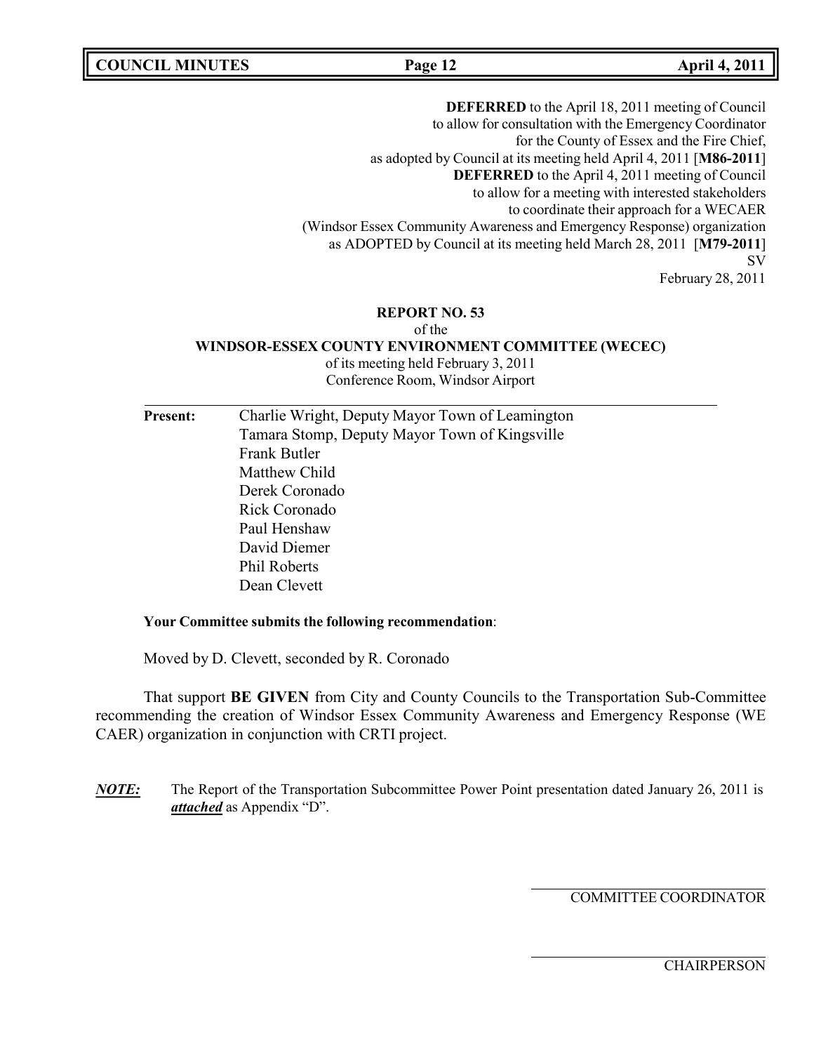**DEFERRED** to the April 18, 2011 meeting of Council
to allow for consultation with the Emergency Coordinator
for the County of Essex and the Fire Chief,
as adopted by Council at its meeting held April 4, 2011 [**M86-2011**]
**DEFERRED** to the April 4, 2011 meeting of Council
to allow for a meeting with interested stakeholders
to coordinate their approach for a WECAER
(Windsor Essex Community Awareness and Emergency Response) organization
as ADOPTED by Council at its meeting held March 28, 2011 [**M79-2011**]
SV
February 28, 2011

**REPORT NO. 53**
of the
**WINDSOR-ESSEX COUNTY ENVIRONMENT COMMITTEE (WECEC)**
of its meeting held February 3, 2011
Conference Room, Windsor Airport

**Present:** Charlie Wright, Deputy Mayor Town of Leamington
Tamara Stomp, Deputy Mayor Town of Kingsville
Frank Butler
Matthew Child
Derek Coronado
Rick Coronado
Paul Henshaw
David Diemer
Phil Roberts
Dean Clevett

**Your Committee submits the following recommendation**:

Moved by D. Clevett, seconded by R. Coronado

That support **BE GIVEN** from City and County Councils to the Transportation Sub-Committee recommending the creation of Windsor Essex Community Awareness and Emergency Response (WE CAER) organization in conjunction with CRTI project.

***NOTE:*** The Report of the Transportation Subcommittee Power Point presentation dated January 26, 2011 is ***attached*** as Appendix "D".

COMMITTEE COORDINATOR

CHAIRPERSON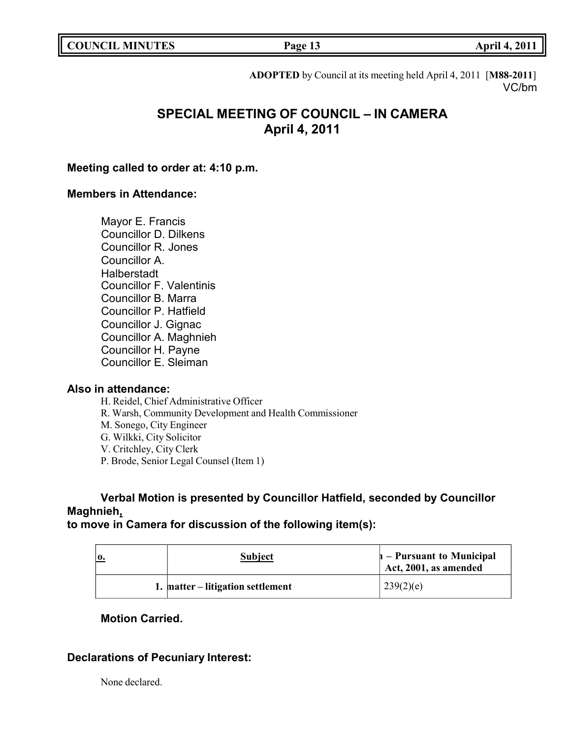**ADOPTED** by Council at its meeting held April 4, 2011 [**M88-2011**]
VC/bm

# SPECIAL MEETING OF COUNCIL – IN CAMERA
## April 4, 2011

**Meeting called to order at: 4:10 p.m.**

**Members in Attendance:**

Mayor E. Francis
Councillor D. Dilkens
Councillor R. Jones
Councillor A. Halberstadt
Councillor F. Valentinis
Councillor B. Marra
Councillor P. Hatfield
Councillor J. Gignac
Councillor A. Maghnieh
Councillor H. Payne
Councillor E. Sleiman

**Also in attendance:**

H. Reidel, Chief Administrative Officer
R. Warsh, Community Development and Health Commissioner
M. Sonego, City Engineer
G. Wilkki, City Solicitor
V. Critchley, City Clerk
P. Brode, Senior Legal Counsel (Item 1)

**Verbal Motion is presented by Councillor Hatfield, seconded by Councillor Maghnieh,
to move in Camera for discussion of the following item(s):**

| o. | Subject | ı – Pursuant to Municipal Act, 2001, as amended |
|---|---|---|
| 1. | matter – litigation settlement | 239(2)(e) |

**Motion Carried.**

**Declarations of Pecuniary Interest:**

None declared.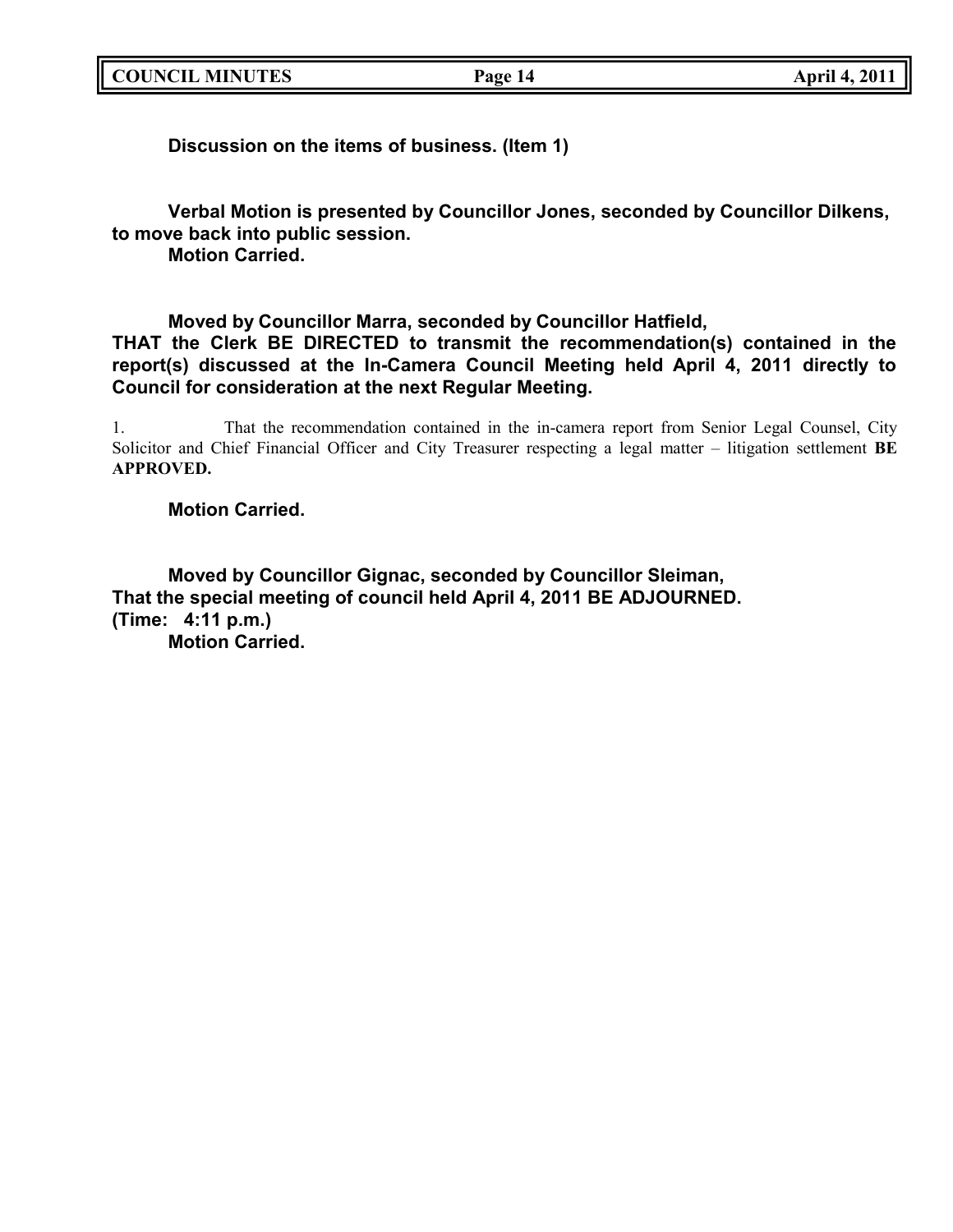**Discussion on the items of business. (Item 1)**

**Verbal Motion is presented by Councillor Jones, seconded by Councillor Dilkens, to move back into public session.**
**Motion Carried.**

**Moved by Councillor Marra, seconded by Councillor Hatfield,**
**THAT the Clerk BE DIRECTED to transmit the recommendation(s) contained in the report(s) discussed at the In-Camera Council Meeting held April 4, 2011 directly to Council for consideration at the next Regular Meeting.**

1. That the recommendation contained in the in-camera report from Senior Legal Counsel, City Solicitor and Chief Financial Officer and City Treasurer respecting a legal matter – litigation settlement **BE APPROVED.**

**Motion Carried.**

**Moved by Councillor Gignac, seconded by Councillor Sleiman,**
**That the special meeting of council held April 4, 2011 BE ADJOURNED.**
**(Time: 4:11 p.m.)**
**Motion Carried.**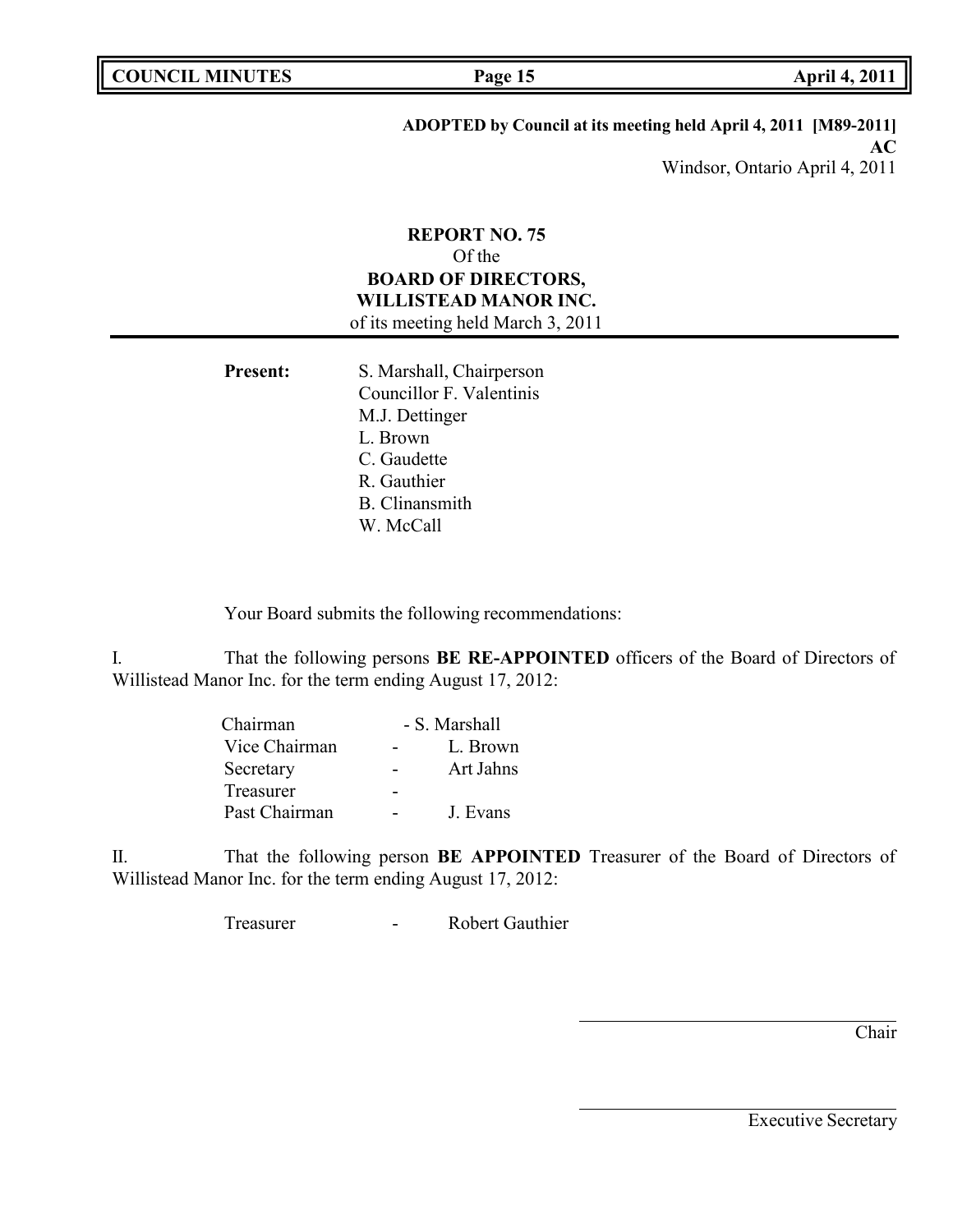**ADOPTED by Council at its meeting held April 4, 2011 [M89-2011]**
**AC**
Windsor, Ontario April 4, 2011

**REPORT NO. 75**
Of the
**BOARD OF DIRECTORS,**
**WILLISTEAD MANOR INC.**
of its meeting held March 3, 2011

**Present:**
S. Marshall, Chairperson
Councillor F. Valentinis
M.J. Dettinger
L. Brown
C. Gaudette
R. Gauthier
B. Clinansmith
W. McCall

Your Board submits the following recommendations:

I. That the following persons **BE RE-APPOINTED** officers of the Board of Directors of Willistead Manor Inc. for the term ending August 17, 2012:

| | | |
|---|---|---|
| Chairman | - | S. Marshall |
| Vice Chairman | - | L. Brown |
| Secretary | - | Art Jahns |
| Treasurer | - | |
| Past Chairman | - | J. Evans |

II. That the following person **BE APPOINTED** Treasurer of the Board of Directors of Willistead Manor Inc. for the term ending August 17, 2012:

Treasurer - Robert Gauthier

_______________________
Chair

_______________________
Executive Secretary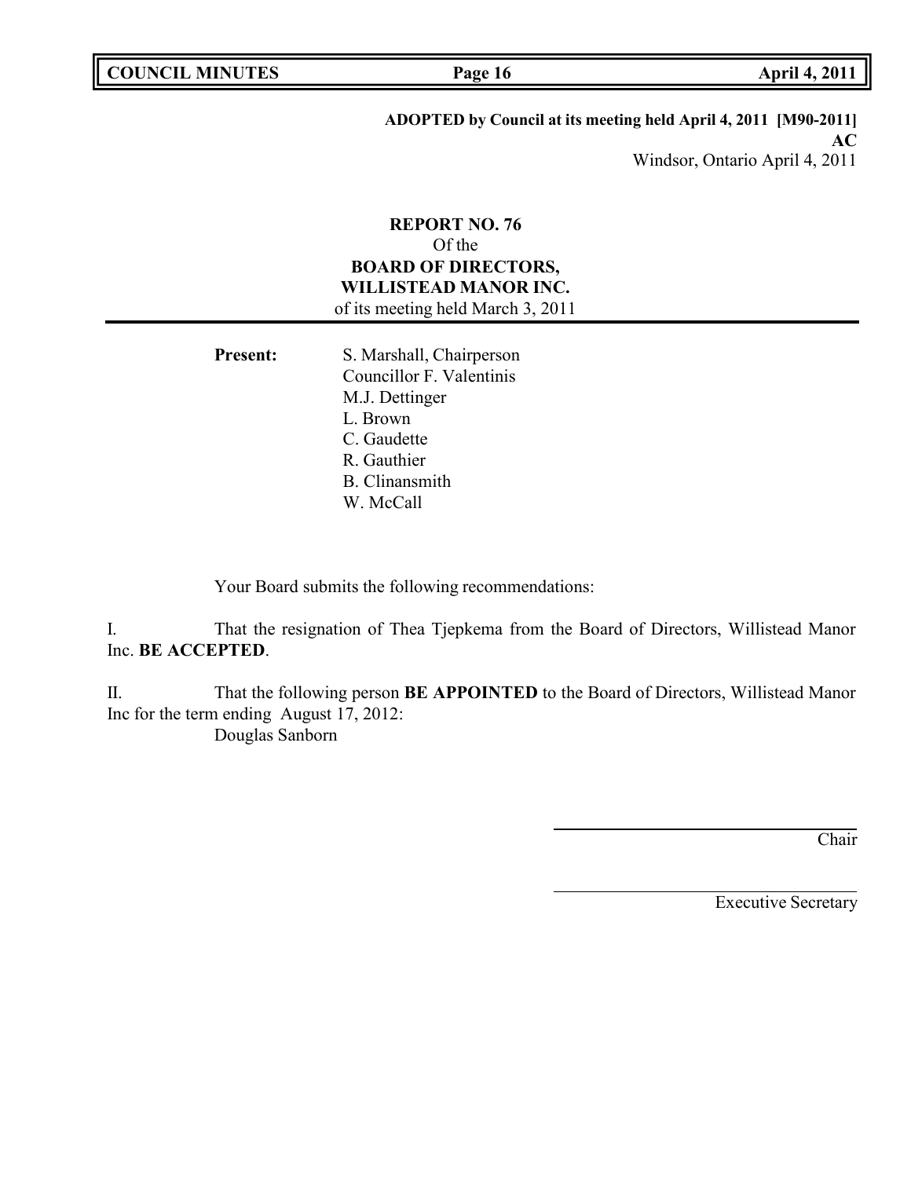**ADOPTED by Council at its meeting held April 4, 2011 [M90-2011]**
**AC**
Windsor, Ontario April 4, 2011

**REPORT NO. 76**
Of the
**BOARD OF DIRECTORS,**
**WILLISTEAD MANOR INC.**
of its meeting held March 3, 2011

**Present:**
S. Marshall, Chairperson
Councillor F. Valentinis
M.J. Dettinger
L. Brown
C. Gaudette
R. Gauthier
B. Clinansmith
W. McCall

Your Board submits the following recommendations:

I. That the resignation of Thea Tjepkema from the Board of Directors, Willistead Manor Inc. **BE ACCEPTED**.

II. That the following person **BE APPOINTED** to the Board of Directors, Willistead Manor Inc for the term ending August 17, 2012:
Douglas Sanborn

Chair

Executive Secretary